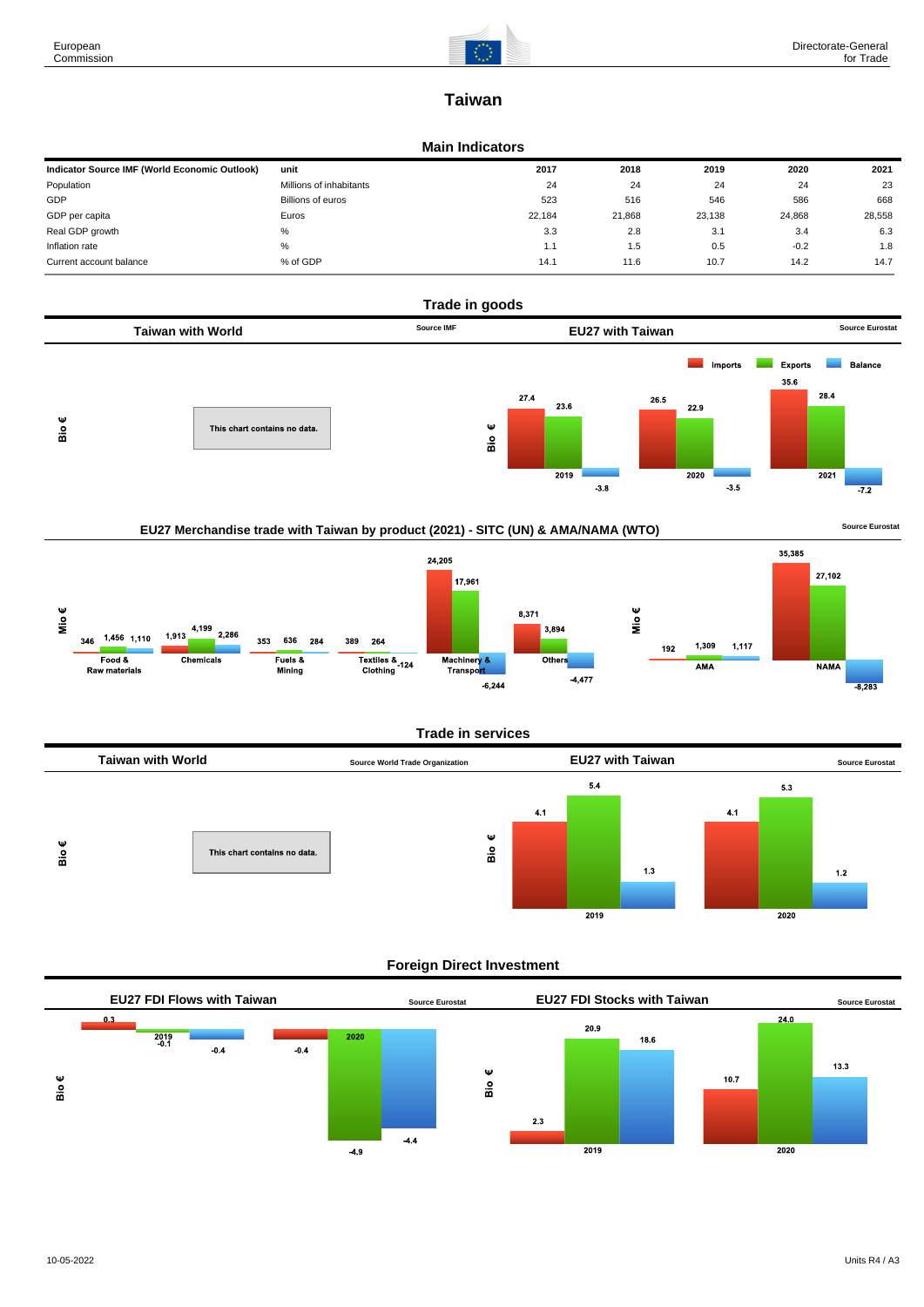European Commission

Directorate-General for Trade

# Taiwan

## Main Indicators

| Indicator Source IMF (World Economic Outlook) | unit | 2017 | 2018 | 2019 | 2020 | 2021 |
|---|---|---|---|---|---|---|
| Population | Millions of inhabitants | 24 | 24 | 24 | 24 | 23 |
| GDP | Billions of euros | 523 | 516 | 546 | 586 | 668 |
| GDP per capita | Euros | 22,184 | 21,868 | 23,138 | 24,868 | 28,558 |
| Real GDP growth | % | 3.3 | 2.8 | 3.1 | 3.4 | 6.3 |
| Inflation rate | % | 1.1 | 1.5 | 0.5 | -0.2 | 1.8 |
| Current account balance | % of GDP | 14.1 | 11.6 | 10.7 | 14.2 | 14.7 |

## Trade in goods

### Taiwan with World

Source IMF

Bio €

This chart contains no data.

### EU27 with Taiwan

Source Eurostat

Bio €

| | Imports | Exports | Balance |
|---|---|---|---|
| 2019 | 27.4 | 23.6 | -3.8 |
| 2020 | 26.5 | 22.9 | -3.5 |
| 2021 | 35.6 | 28.4 | -7.2 |

### EU27 Merchandise trade with Taiwan by product (2021) - SITC (UN) & AMA/NAMA (WTO)

Source Eurostat

Mio €

| | Imports | Exports | Balance |
|---|---|---|---|
| Food & Raw materials | 346 | 1,456 | 1,110 |
| Chemicals | 1,913 | 4,199 | 2,286 |
| Fuels & Mining | 353 | 636 | 284 |
| Textiles & Clothing | 389 | 264 | -124 |
| Machinery & Transport | 24,205 | 17,961 | -6,244 |
| Others | 8,371 | 3,894 | -4,477 |

Mio €

| | Imports | Exports | Balance |
|---|---|---|---|
| AMA | 192 | 1,309 | 1,117 |
| NAMA | 35,385 | 27,102 | -8,283 |

## Trade in services

### Taiwan with World

Source World Trade Organization

Bio €

This chart contains no data.

### EU27 with Taiwan

Source Eurostat

Bio €

| | Imports | Exports | Balance |
|---|---|---|---|
| 2019 | 4.1 | 5.4 | 1.3 |
| 2020 | 4.1 | 5.3 | 1.2 |

## Foreign Direct Investment

### EU27 FDI Flows with Taiwan

Source Eurostat

Bio €

| | Inflows | Outflows | Balance |
|---|---|---|---|
| 2019 | 0.3 | -0.1 | -0.4 |
| 2020 | -0.4 | -4.9 | -4.4 |

### EU27 FDI Stocks with Taiwan

Source Eurostat

Bio €

| | Inward | Outward | Balance |
|---|---|---|---|
| 2019 | 2.3 | 20.9 | 18.6 |
| 2020 | 10.7 | 24.0 | 13.3 |

10-05-2022

Units R4 / A3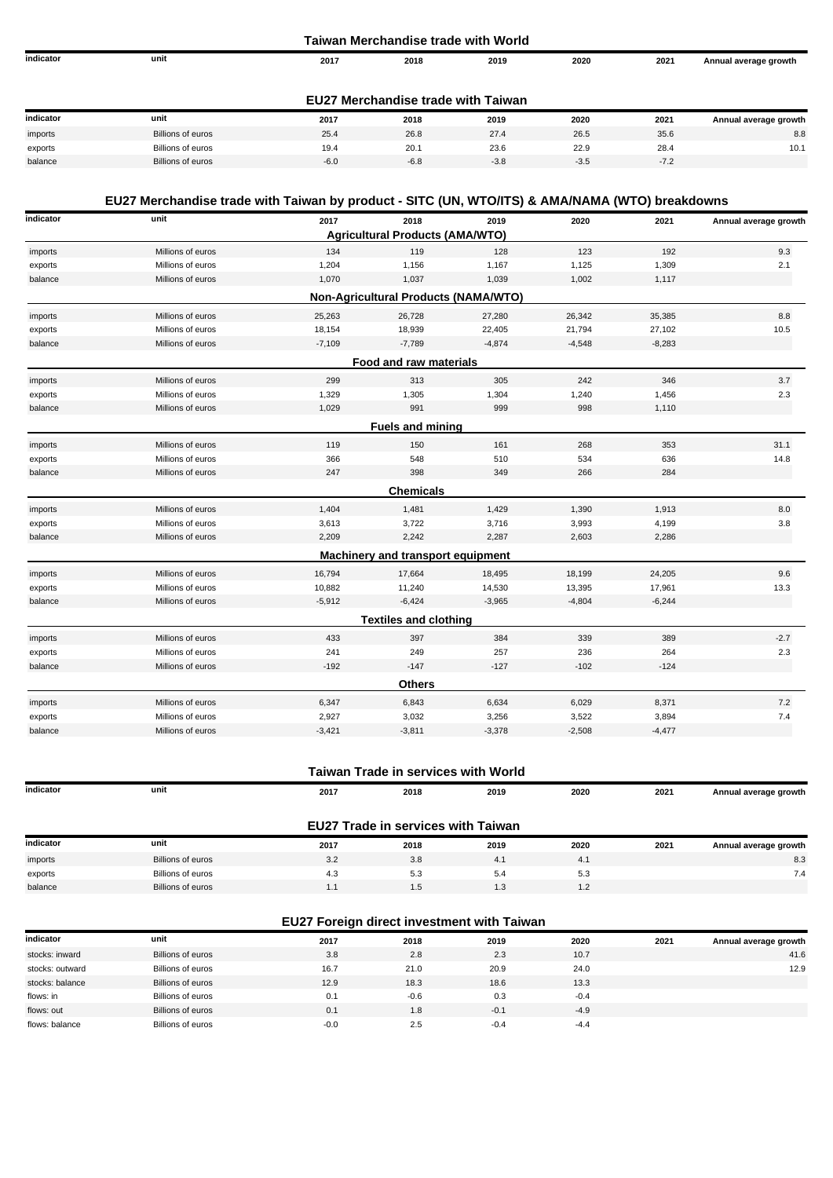## Taiwan Merchandise trade with World

| indicator | unit | 2017 | 2018 | 2019 | 2020 | 2021 | Annual average growth |
|---|---|---|---|---|---|---|---|

## EU27 Merchandise trade with Taiwan

| indicator | unit | 2017 | 2018 | 2019 | 2020 | 2021 | Annual average growth |
|---|---|---|---|---|---|---|---|
| imports | Billions of euros | 25.4 | 26.8 | 27.4 | 26.5 | 35.6 | 8.8 |
| exports | Billions of euros | 19.4 | 20.1 | 23.6 | 22.9 | 28.4 | 10.1 |
| balance | Billions of euros | -6.0 | -6.8 | -3.8 | -3.5 | -7.2 | |

## EU27 Merchandise trade with Taiwan by product - SITC (UN, WTO/ITS) & AMA/NAMA (WTO) breakdowns

| indicator | unit | 2017 | 2018 | 2019 | 2020 | 2021 | Annual average growth |
|---|---|---|---|---|---|---|---|
| **Agricultural Products (AMA/WTO)** | | | | | | | |
| imports | Millions of euros | 134 | 119 | 128 | 123 | 192 | 9.3 |
| exports | Millions of euros | 1,204 | 1,156 | 1,167 | 1,125 | 1,309 | 2.1 |
| balance | Millions of euros | 1,070 | 1,037 | 1,039 | 1,002 | 1,117 | |
| **Non-Agricultural Products (NAMA/WTO)** | | | | | | | |
| imports | Millions of euros | 25,263 | 26,728 | 27,280 | 26,342 | 35,385 | 8.8 |
| exports | Millions of euros | 18,154 | 18,939 | 22,405 | 21,794 | 27,102 | 10.5 |
| balance | Millions of euros | -7,109 | -7,789 | -4,874 | -4,548 | -8,283 | |
| **Food and raw materials** | | | | | | | |
| imports | Millions of euros | 299 | 313 | 305 | 242 | 346 | 3.7 |
| exports | Millions of euros | 1,329 | 1,305 | 1,304 | 1,240 | 1,456 | 2.3 |
| balance | Millions of euros | 1,029 | 991 | 999 | 998 | 1,110 | |
| **Fuels and mining** | | | | | | | |
| imports | Millions of euros | 119 | 150 | 161 | 268 | 353 | 31.1 |
| exports | Millions of euros | 366 | 548 | 510 | 534 | 636 | 14.8 |
| balance | Millions of euros | 247 | 398 | 349 | 266 | 284 | |
| **Chemicals** | | | | | | | |
| imports | Millions of euros | 1,404 | 1,481 | 1,429 | 1,390 | 1,913 | 8.0 |
| exports | Millions of euros | 3,613 | 3,722 | 3,716 | 3,993 | 4,199 | 3.8 |
| balance | Millions of euros | 2,209 | 2,242 | 2,287 | 2,603 | 2,286 | |
| **Machinery and transport equipment** | | | | | | | |
| imports | Millions of euros | 16,794 | 17,664 | 18,495 | 18,199 | 24,205 | 9.6 |
| exports | Millions of euros | 10,882 | 11,240 | 14,530 | 13,395 | 17,961 | 13.3 |
| balance | Millions of euros | -5,912 | -6,424 | -3,965 | -4,804 | -6,244 | |
| **Textiles and clothing** | | | | | | | |
| imports | Millions of euros | 433 | 397 | 384 | 339 | 389 | -2.7 |
| exports | Millions of euros | 241 | 249 | 257 | 236 | 264 | 2.3 |
| balance | Millions of euros | -192 | -147 | -127 | -102 | -124 | |
| **Others** | | | | | | | |
| imports | Millions of euros | 6,347 | 6,843 | 6,634 | 6,029 | 8,371 | 7.2 |
| exports | Millions of euros | 2,927 | 3,032 | 3,256 | 3,522 | 3,894 | 7.4 |
| balance | Millions of euros | -3,421 | -3,811 | -3,378 | -2,508 | -4,477 | |

## Taiwan Trade in services with World

| indicator | unit | 2017 | 2018 | 2019 | 2020 | 2021 | Annual average growth |
|---|---|---|---|---|---|---|---|

## EU27 Trade in services with Taiwan

| indicator | unit | 2017 | 2018 | 2019 | 2020 | 2021 | Annual average growth |
|---|---|---|---|---|---|---|---|
| imports | Billions of euros | 3.2 | 3.8 | 4.1 | 4.1 | | 8.3 |
| exports | Billions of euros | 4.3 | 5.3 | 5.4 | 5.3 | | 7.4 |
| balance | Billions of euros | 1.1 | 1.5 | 1.3 | 1.2 | | |

## EU27 Foreign direct investment with Taiwan

| indicator | unit | 2017 | 2018 | 2019 | 2020 | 2021 | Annual average growth |
|---|---|---|---|---|---|---|---|
| stocks: inward | Billions of euros | 3.8 | 2.8 | 2.3 | 10.7 | | 41.6 |
| stocks: outward | Billions of euros | 16.7 | 21.0 | 20.9 | 24.0 | | 12.9 |
| stocks: balance | Billions of euros | 12.9 | 18.3 | 18.6 | 13.3 | | |
| flows: in | Billions of euros | 0.1 | -0.6 | 0.3 | -0.4 | | |
| flows: out | Billions of euros | 0.1 | 1.8 | -0.1 | -4.9 | | |
| flows: balance | Billions of euros | -0.0 | 2.5 | -0.4 | -4.4 | | |